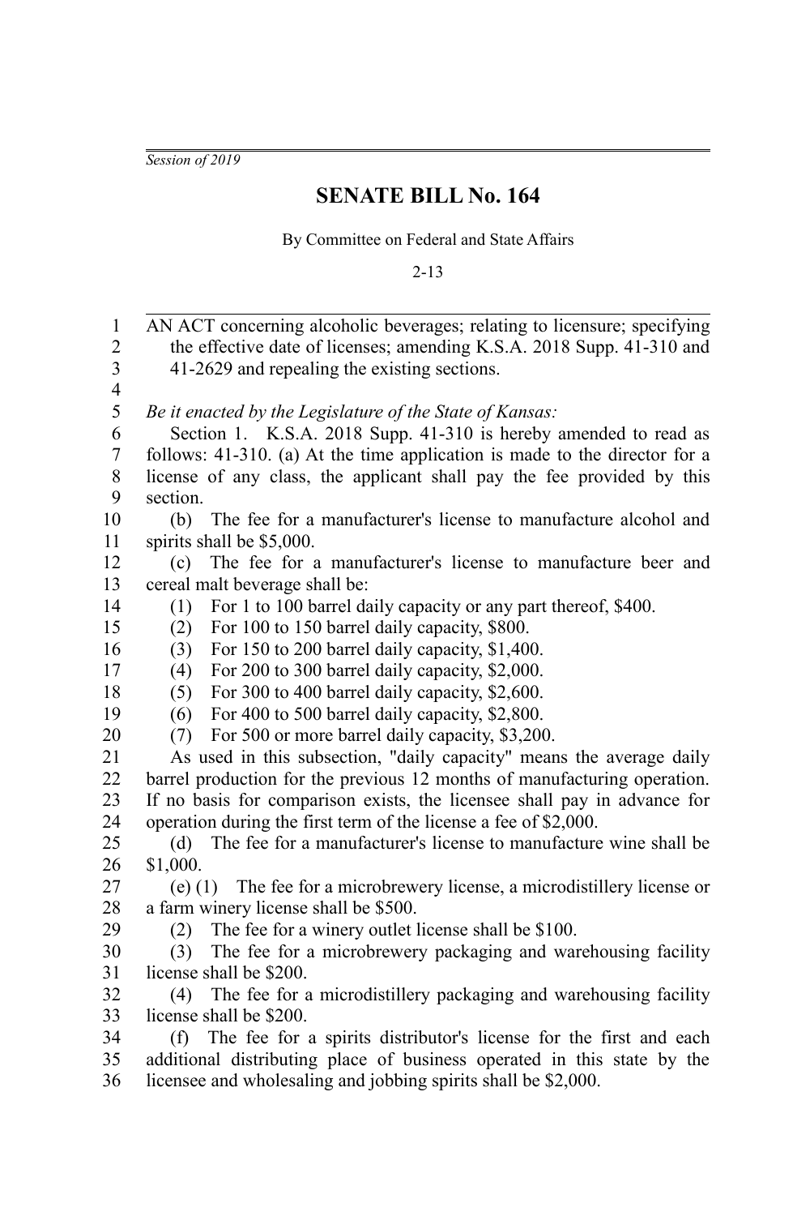*Session of 2019*

# SENATE BILL No. 164

By Committee on Federal and State Affairs

2-13

AN ACT concerning alcoholic beverages; relating to licensure; specifying the effective date of licenses; amending K.S.A. 2018 Supp. 41-310 and 41-2629 and repealing the existing sections.

*Be it enacted by the Legislature of the State of Kansas:*

Section 1. K.S.A. 2018 Supp. 41-310 is hereby amended to read as follows: 41-310. (a) At the time application is made to the director for a license of any class, the applicant shall pay the fee provided by this section.

(b) The fee for a manufacturer's license to manufacture alcohol and spirits shall be $5,000.

(c) The fee for a manufacturer's license to manufacture beer and cereal malt beverage shall be:

(1) For 1 to 100 barrel daily capacity or any part thereof, $400.

(2) For 100 to 150 barrel daily capacity, $800.

(3) For 150 to 200 barrel daily capacity, $1,400.

(4) For 200 to 300 barrel daily capacity, $2,000.

(5) For 300 to 400 barrel daily capacity, $2,600.

(6) For 400 to 500 barrel daily capacity, $2,800.

(7) For 500 or more barrel daily capacity, $3,200.

As used in this subsection, "daily capacity" means the average daily barrel production for the previous 12 months of manufacturing operation. If no basis for comparison exists, the licensee shall pay in advance for operation during the first term of the license a fee of $2,000.

(d) The fee for a manufacturer's license to manufacture wine shall be $1,000.

(e) (1) The fee for a microbrewery license, a microdistillery license or a farm winery license shall be $500.

(2) The fee for a winery outlet license shall be $100.

(3) The fee for a microbrewery packaging and warehousing facility license shall be $200.

(4) The fee for a microdistillery packaging and warehousing facility license shall be $200.

(f) The fee for a spirits distributor's license for the first and each additional distributing place of business operated in this state by the licensee and wholesaling and jobbing spirits shall be $2,000.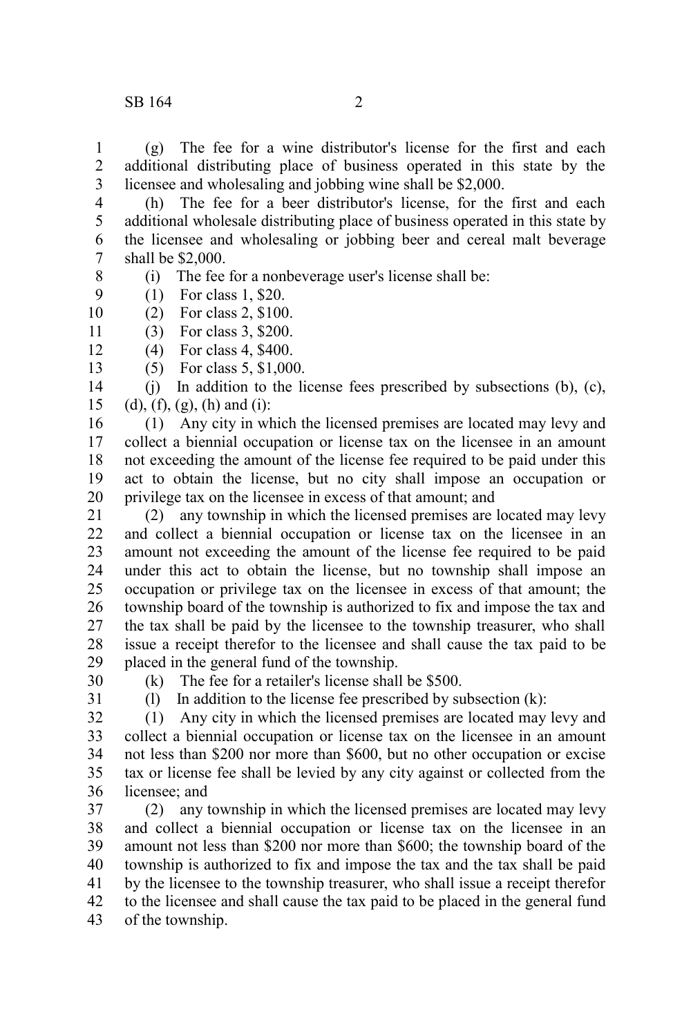(g) The fee for a wine distributor's license for the first and each additional distributing place of business operated in this state by the licensee and wholesaling and jobbing wine shall be $2,000.

(h) The fee for a beer distributor's license, for the first and each additional wholesale distributing place of business operated in this state by the licensee and wholesaling or jobbing beer and cereal malt beverage shall be $2,000.

(i) The fee for a nonbeverage user's license shall be:

(1) For class 1, $20.

(2) For class 2, $100.

(3) For class 3, $200.

(4) For class 4, $400.

(5) For class 5, $1,000.

(j) In addition to the license fees prescribed by subsections (b), (c), (d), (f), (g), (h) and (i):

(1) Any city in which the licensed premises are located may levy and collect a biennial occupation or license tax on the licensee in an amount not exceeding the amount of the license fee required to be paid under this act to obtain the license, but no city shall impose an occupation or privilege tax on the licensee in excess of that amount; and

(2) any township in which the licensed premises are located may levy and collect a biennial occupation or license tax on the licensee in an amount not exceeding the amount of the license fee required to be paid under this act to obtain the license, but no township shall impose an occupation or privilege tax on the licensee in excess of that amount; the township board of the township is authorized to fix and impose the tax and the tax shall be paid by the licensee to the township treasurer, who shall issue a receipt therefor to the licensee and shall cause the tax paid to be placed in the general fund of the township.

(k) The fee for a retailer's license shall be $500.

(l) In addition to the license fee prescribed by subsection (k):

(1) Any city in which the licensed premises are located may levy and collect a biennial occupation or license tax on the licensee in an amount not less than $200 nor more than $600, but no other occupation or excise tax or license fee shall be levied by any city against or collected from the licensee; and

(2) any township in which the licensed premises are located may levy and collect a biennial occupation or license tax on the licensee in an amount not less than $200 nor more than $600; the township board of the township is authorized to fix and impose the tax and the tax shall be paid by the licensee to the township treasurer, who shall issue a receipt therefor to the licensee and shall cause the tax paid to be placed in the general fund of the township.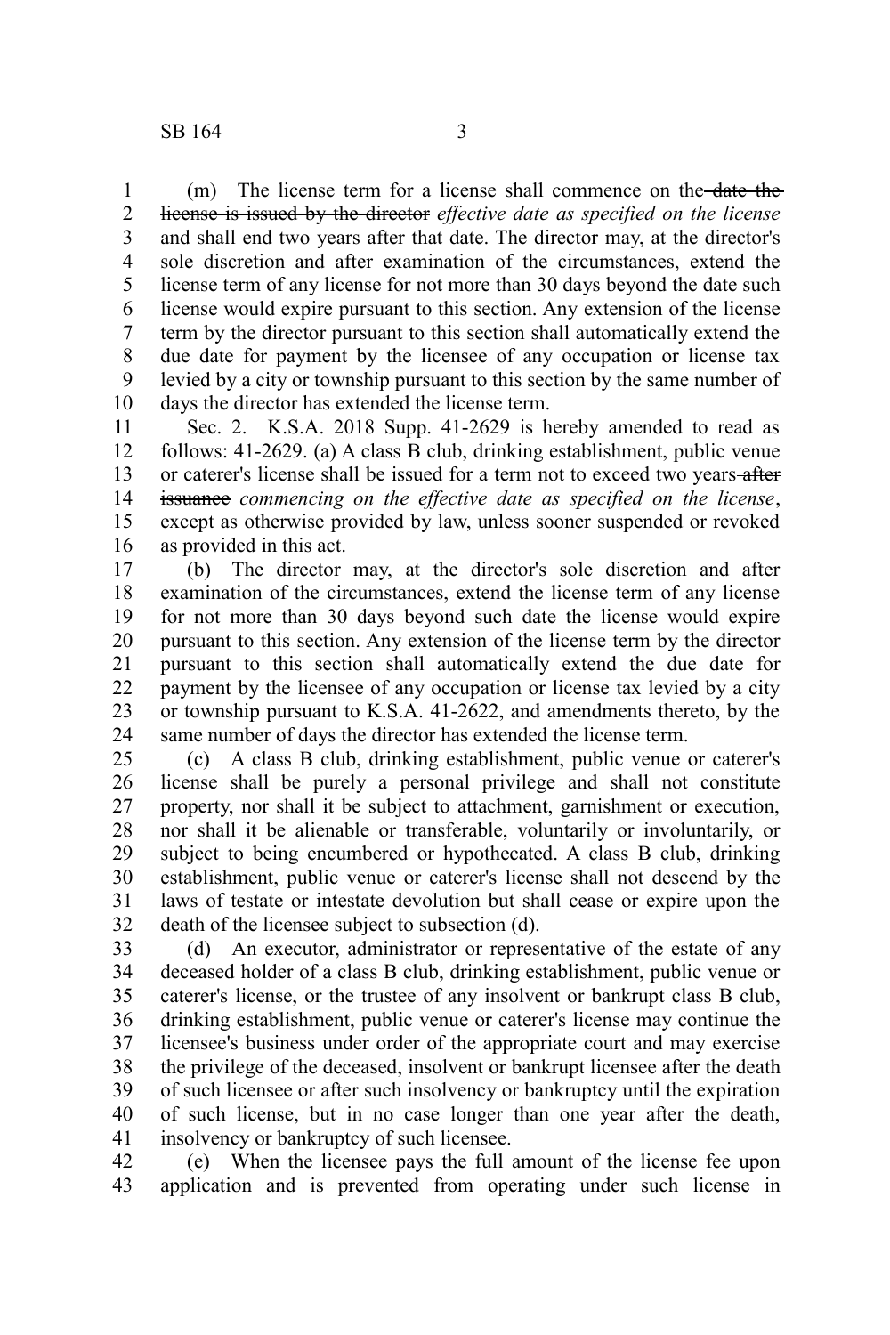(m) The license term for a license shall commence on the ~~date the license is issued by the director~~ *effective date as specified on the license* and shall end two years after that date. The director may, at the director's sole discretion and after examination of the circumstances, extend the license term of any license for not more than 30 days beyond the date such license would expire pursuant to this section. Any extension of the license term by the director pursuant to this section shall automatically extend the due date for payment by the licensee of any occupation or license tax levied by a city or township pursuant to this section by the same number of days the director has extended the license term.

Sec. 2. K.S.A. 2018 Supp. 41-2629 is hereby amended to read as follows: 41-2629. (a) A class B club, drinking establishment, public venue or caterer's license shall be issued for a term not to exceed two years ~~after issuance~~ *commencing on the effective date as specified on the license*, except as otherwise provided by law, unless sooner suspended or revoked as provided in this act.

(b) The director may, at the director's sole discretion and after examination of the circumstances, extend the license term of any license for not more than 30 days beyond such date the license would expire pursuant to this section. Any extension of the license term by the director pursuant to this section shall automatically extend the due date for payment by the licensee of any occupation or license tax levied by a city or township pursuant to K.S.A. 41-2622, and amendments thereto, by the same number of days the director has extended the license term.

(c) A class B club, drinking establishment, public venue or caterer's license shall be purely a personal privilege and shall not constitute property, nor shall it be subject to attachment, garnishment or execution, nor shall it be alienable or transferable, voluntarily or involuntarily, or subject to being encumbered or hypothecated. A class B club, drinking establishment, public venue or caterer's license shall not descend by the laws of testate or intestate devolution but shall cease or expire upon the death of the licensee subject to subsection (d).

(d) An executor, administrator or representative of the estate of any deceased holder of a class B club, drinking establishment, public venue or caterer's license, or the trustee of any insolvent or bankrupt class B club, drinking establishment, public venue or caterer's license may continue the licensee's business under order of the appropriate court and may exercise the privilege of the deceased, insolvent or bankrupt licensee after the death of such licensee or after such insolvency or bankruptcy until the expiration of such license, but in no case longer than one year after the death, insolvency or bankruptcy of such licensee.

(e) When the licensee pays the full amount of the license fee upon application and is prevented from operating under such license in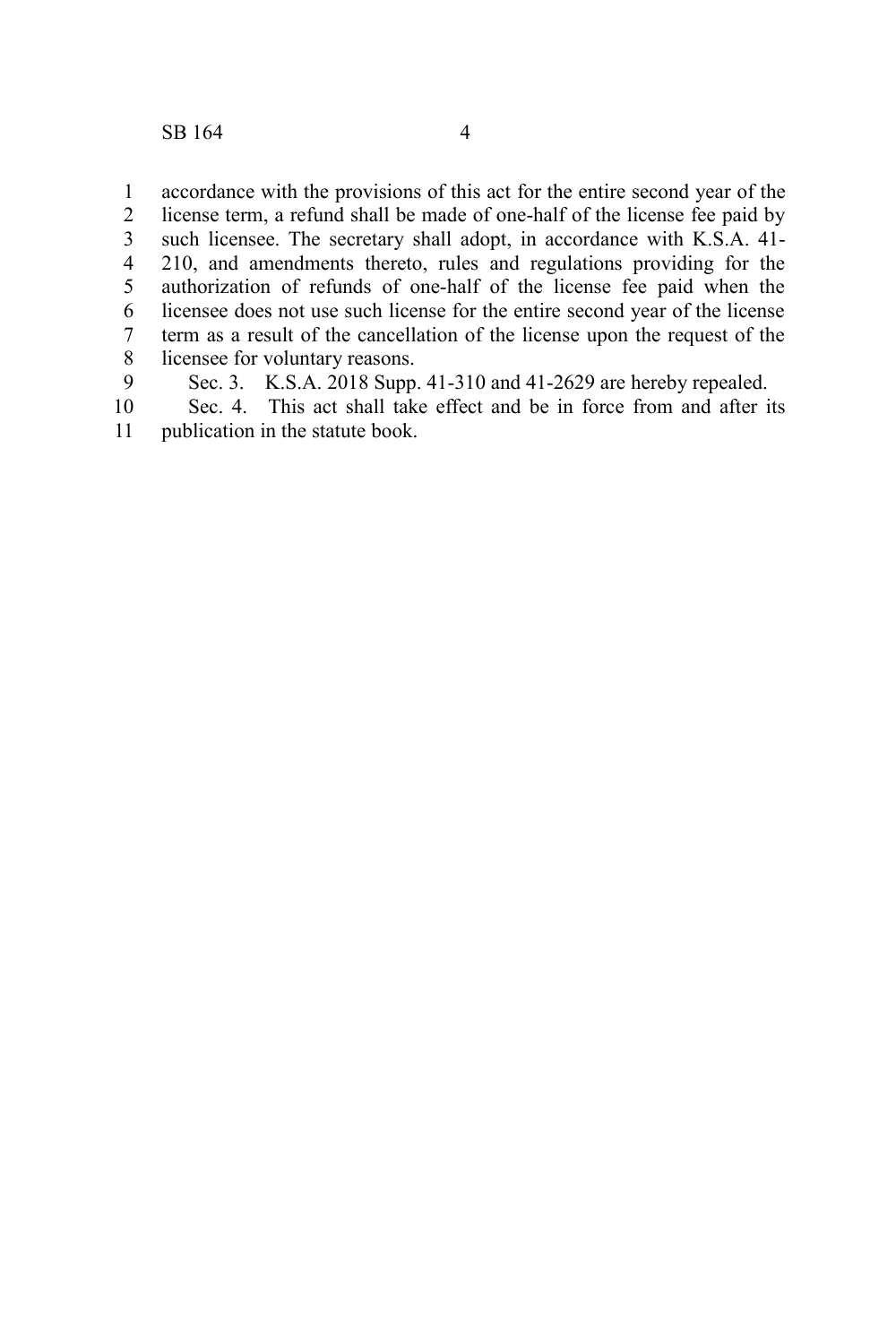accordance with the provisions of this act for the entire second year of the license term, a refund shall be made of one-half of the license fee paid by such licensee. The secretary shall adopt, in accordance with K.S.A. 41-210, and amendments thereto, rules and regulations providing for the authorization of refunds of one-half of the license fee paid when the licensee does not use such license for the entire second year of the license term as a result of the cancellation of the license upon the request of the licensee for voluntary reasons.

Sec. 3. K.S.A. 2018 Supp. 41-310 and 41-2629 are hereby repealed.

Sec. 4. This act shall take effect and be in force from and after its publication in the statute book.